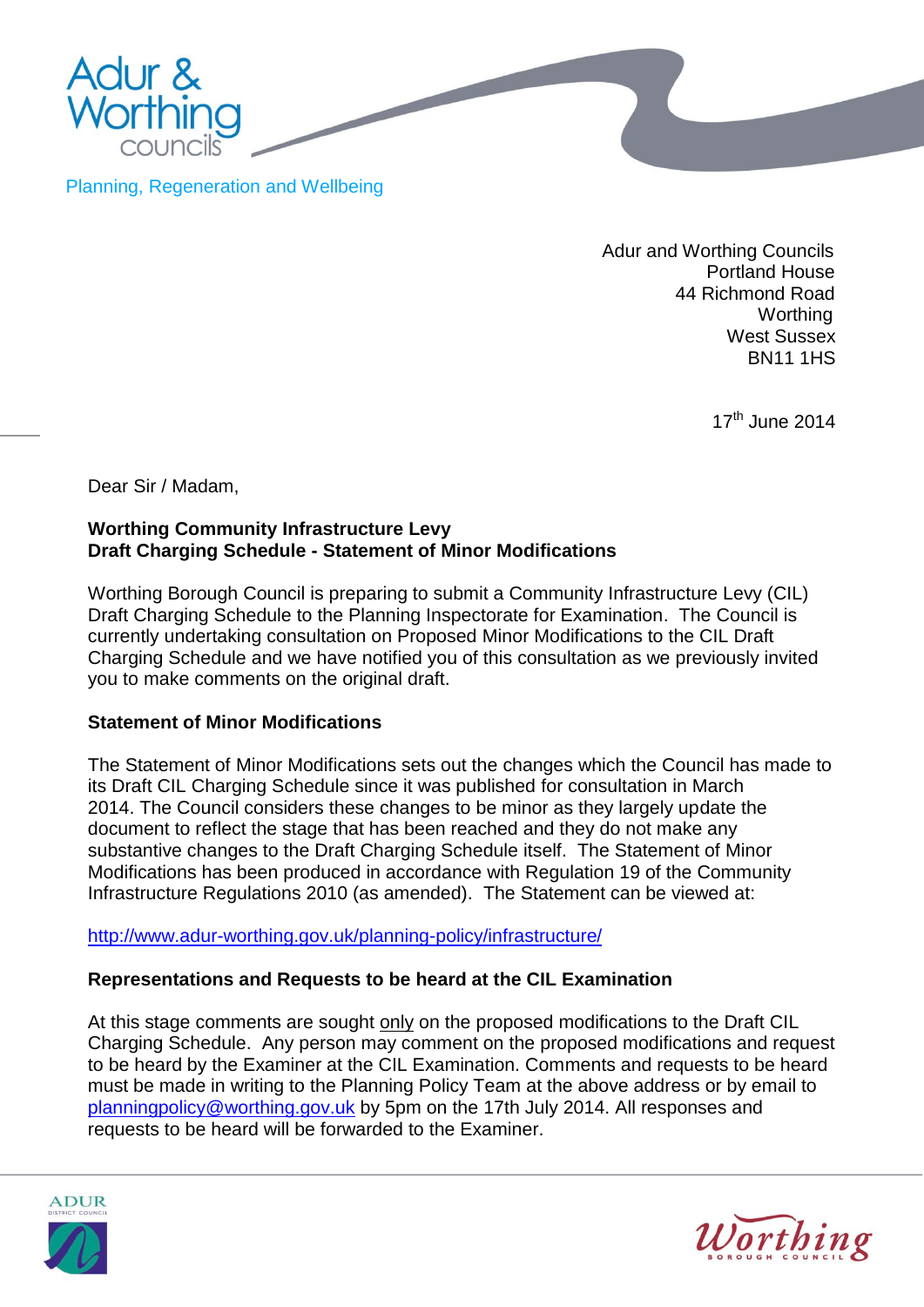Adur & Worthing councils

Planning, Regeneration and Wellbeing

Adur and Worthing Councils
Portland House
44 Richmond Road
Worthing
West Sussex
BN11 1HS

17th June 2014

Dear Sir / Madam,

**Worthing Community Infrastructure Levy**
**Draft Charging Schedule - Statement of Minor Modifications**

Worthing Borough Council is preparing to submit a Community Infrastructure Levy (CIL) Draft Charging Schedule to the Planning Inspectorate for Examination. The Council is currently undertaking consultation on Proposed Minor Modifications to the CIL Draft Charging Schedule and we have notified you of this consultation as we previously invited you to make comments on the original draft.

**Statement of Minor Modifications**

The Statement of Minor Modifications sets out the changes which the Council has made to its Draft CIL Charging Schedule since it was published for consultation in March 2014. The Council considers these changes to be minor as they largely update the document to reflect the stage that has been reached and they do not make any substantive changes to the Draft Charging Schedule itself. The Statement of Minor Modifications has been produced in accordance with Regulation 19 of the Community Infrastructure Regulations 2010 (as amended). The Statement can be viewed at:

http://www.adur-worthing.gov.uk/planning-policy/infrastructure/

**Representations and Requests to be heard at the CIL Examination**

At this stage comments are sought only on the proposed modifications to the Draft CIL Charging Schedule. Any person may comment on the proposed modifications and request to be heard by the Examiner at the CIL Examination. Comments and requests to be heard must be made in writing to the Planning Policy Team at the above address or by email to planningpolicy@worthing.gov.uk by 5pm on the 17th July 2014. All responses and requests to be heard will be forwarded to the Examiner.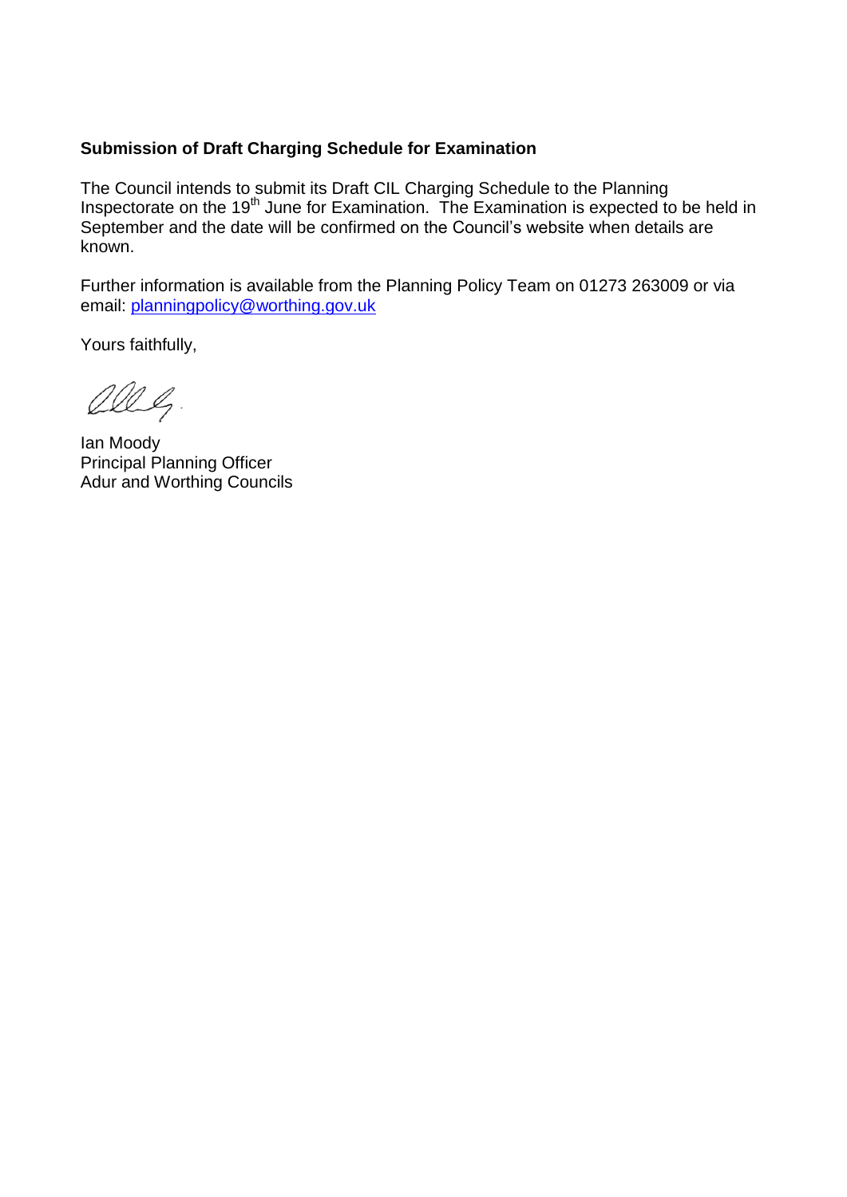**Submission of Draft Charging Schedule for Examination**

The Council intends to submit its Draft CIL Charging Schedule to the Planning Inspectorate on the 19th June for Examination. The Examination is expected to be held in September and the date will be confirmed on the Council's website when details are known.

Further information is available from the Planning Policy Team on 01273 263009 or via email: planningpolicy@worthing.gov.uk

Yours faithfully,

Ian Moody
Principal Planning Officer
Adur and Worthing Councils